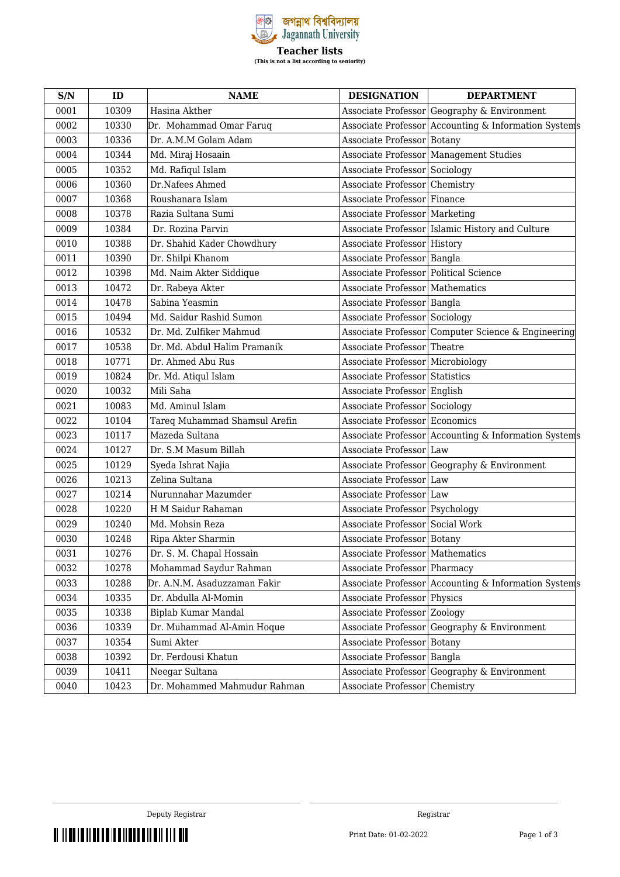জগন্নাথ বিশ্ববিদ্যালয়
Jagannath University

**Teacher lists**

**(This is not a list according to seniority)**

| S/N | ID | NAME | DESIGNATION | DEPARTMENT |
|---|---|---|---|---|
| 0001 | 10309 | Hasina Akther | Associate Professor | Geography & Environment |
| 0002 | 10330 | Dr. Mohammad Omar Faruq | Associate Professor | Accounting & Information Systems |
| 0003 | 10336 | Dr. A.M.M Golam Adam | Associate Professor | Botany |
| 0004 | 10344 | Md. Miraj Hosaain | Associate Professor | Management Studies |
| 0005 | 10352 | Md. Rafiqul Islam | Associate Professor | Sociology |
| 0006 | 10360 | Dr.Nafees Ahmed | Associate Professor | Chemistry |
| 0007 | 10368 | Roushanara Islam | Associate Professor | Finance |
| 0008 | 10378 | Razia Sultana Sumi | Associate Professor | Marketing |
| 0009 | 10384 | Dr. Rozina Parvin | Associate Professor | Islamic History and Culture |
| 0010 | 10388 | Dr. Shahid Kader Chowdhury | Associate Professor | History |
| 0011 | 10390 | Dr. Shilpi Khanom | Associate Professor | Bangla |
| 0012 | 10398 | Md. Naim Akter Siddique | Associate Professor | Political Science |
| 0013 | 10472 | Dr. Rabeya Akter | Associate Professor | Mathematics |
| 0014 | 10478 | Sabina Yeasmin | Associate Professor | Bangla |
| 0015 | 10494 | Md. Saidur Rashid Sumon | Associate Professor | Sociology |
| 0016 | 10532 | Dr. Md. Zulfiker Mahmud | Associate Professor | Computer Science & Engineering |
| 0017 | 10538 | Dr. Md. Abdul Halim Pramanik | Associate Professor | Theatre |
| 0018 | 10771 | Dr. Ahmed Abu Rus | Associate Professor | Microbiology |
| 0019 | 10824 | Dr. Md. Atiqul Islam | Associate Professor | Statistics |
| 0020 | 10032 | Mili Saha | Associate Professor | English |
| 0021 | 10083 | Md. Aminul Islam | Associate Professor | Sociology |
| 0022 | 10104 | Tareq Muhammad Shamsul Arefin | Associate Professor | Economics |
| 0023 | 10117 | Mazeda Sultana | Associate Professor | Accounting & Information Systems |
| 0024 | 10127 | Dr. S.M Masum Billah | Associate Professor | Law |
| 0025 | 10129 | Syeda Ishrat Najia | Associate Professor | Geography & Environment |
| 0026 | 10213 | Zelina Sultana | Associate Professor | Law |
| 0027 | 10214 | Nurunnahar Mazumder | Associate Professor | Law |
| 0028 | 10220 | H M Saidur Rahaman | Associate Professor | Psychology |
| 0029 | 10240 | Md. Mohsin Reza | Associate Professor | Social Work |
| 0030 | 10248 | Ripa Akter Sharmin | Associate Professor | Botany |
| 0031 | 10276 | Dr. S. M. Chapal Hossain | Associate Professor | Mathematics |
| 0032 | 10278 | Mohammad Saydur Rahman | Associate Professor | Pharmacy |
| 0033 | 10288 | Dr. A.N.M. Asaduzzaman Fakir | Associate Professor | Accounting & Information Systems |
| 0034 | 10335 | Dr. Abdulla Al-Momin | Associate Professor | Physics |
| 0035 | 10338 | Biplab Kumar Mandal | Associate Professor | Zoology |
| 0036 | 10339 | Dr. Muhammad Al-Amin Hoque | Associate Professor | Geography & Environment |
| 0037 | 10354 | Sumi Akter | Associate Professor | Botany |
| 0038 | 10392 | Dr. Ferdousi Khatun | Associate Professor | Bangla |
| 0039 | 10411 | Neegar Sultana | Associate Professor | Geography & Environment |
| 0040 | 10423 | Dr. Mohammed Mahmudur Rahman | Associate Professor | Chemistry |

Deputy Registrar

Registrar

Print Date: 01-02-2022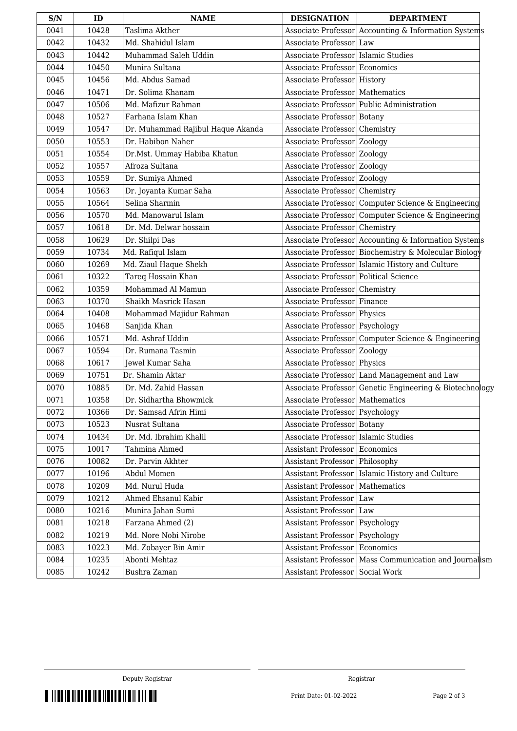| S/N | ID | NAME | DESIGNATION | DEPARTMENT |
| --- | --- | --- | --- | --- |
| 0041 | 10428 | Taslima Akther | Associate Professor | Accounting & Information Systems |
| 0042 | 10432 | Md. Shahidul Islam | Associate Professor | Law |
| 0043 | 10442 | Muhammad Saleh Uddin | Associate Professor | Islamic Studies |
| 0044 | 10450 | Munira Sultana | Associate Professor | Economics |
| 0045 | 10456 | Md. Abdus Samad | Associate Professor | History |
| 0046 | 10471 | Dr. Solima Khanam | Associate Professor | Mathematics |
| 0047 | 10506 | Md. Mafizur Rahman | Associate Professor | Public Administration |
| 0048 | 10527 | Farhana Islam Khan | Associate Professor | Botany |
| 0049 | 10547 | Dr. Muhammad Rajibul Haque Akanda | Associate Professor | Chemistry |
| 0050 | 10553 | Dr. Habibon Naher | Associate Professor | Zoology |
| 0051 | 10554 | Dr.Mst. Ummay Habiba Khatun | Associate Professor | Zoology |
| 0052 | 10557 | Afroza Sultana | Associate Professor | Zoology |
| 0053 | 10559 | Dr. Sumiya Ahmed | Associate Professor | Zoology |
| 0054 | 10563 | Dr. Joyanta Kumar Saha | Associate Professor | Chemistry |
| 0055 | 10564 | Selina Sharmin | Associate Professor | Computer Science & Engineering |
| 0056 | 10570 | Md. Manowarul Islam | Associate Professor | Computer Science & Engineering |
| 0057 | 10618 | Dr. Md. Delwar hossain | Associate Professor | Chemistry |
| 0058 | 10629 | Dr. Shilpi Das | Associate Professor | Accounting & Information Systems |
| 0059 | 10734 | Md. Rafiqul Islam | Associate Professor | Biochemistry & Molecular Biology |
| 0060 | 10269 | Md. Ziaul Haque Shekh | Associate Professor | Islamic History and Culture |
| 0061 | 10322 | Tareq Hossain Khan | Associate Professor | Political Science |
| 0062 | 10359 | Mohammad Al Mamun | Associate Professor | Chemistry |
| 0063 | 10370 | Shaikh Masrick Hasan | Associate Professor | Finance |
| 0064 | 10408 | Mohammad Majidur Rahman | Associate Professor | Physics |
| 0065 | 10468 | Sanjida Khan | Associate Professor | Psychology |
| 0066 | 10571 | Md. Ashraf Uddin | Associate Professor | Computer Science & Engineering |
| 0067 | 10594 | Dr. Rumana Tasmin | Associate Professor | Zoology |
| 0068 | 10617 | Jewel Kumar Saha | Associate Professor | Physics |
| 0069 | 10751 | Dr. Shamin Aktar | Associate Professor | Land Management and Law |
| 0070 | 10885 | Dr. Md. Zahid Hassan | Associate Professor | Genetic Engineering & Biotechnology |
| 0071 | 10358 | Dr. Sidhartha Bhowmick | Associate Professor | Mathematics |
| 0072 | 10366 | Dr. Samsad Afrin Himi | Associate Professor | Psychology |
| 0073 | 10523 | Nusrat Sultana | Associate Professor | Botany |
| 0074 | 10434 | Dr. Md. Ibrahim Khalil | Associate Professor | Islamic Studies |
| 0075 | 10017 | Tahmina Ahmed | Assistant Professor | Economics |
| 0076 | 10082 | Dr. Parvin Akhter | Assistant Professor | Philosophy |
| 0077 | 10196 | Abdul Momen | Assistant Professor | Islamic History and Culture |
| 0078 | 10209 | Md. Nurul Huda | Assistant Professor | Mathematics |
| 0079 | 10212 | Ahmed Ehsanul Kabir | Assistant Professor | Law |
| 0080 | 10216 | Munira Jahan Sumi | Assistant Professor | Law |
| 0081 | 10218 | Farzana Ahmed (2) | Assistant Professor | Psychology |
| 0082 | 10219 | Md. Nore Nobi Nirobe | Assistant Professor | Psychology |
| 0083 | 10223 | Md. Zobayer Bin Amir | Assistant Professor | Economics |
| 0084 | 10235 | Abonti Mehtaz | Assistant Professor | Mass Communication and Journalism |
| 0085 | 10242 | Bushra Zaman | Assistant Professor | Social Work |

Deputy Registrar

Registrar

Print Date: 01-02-2022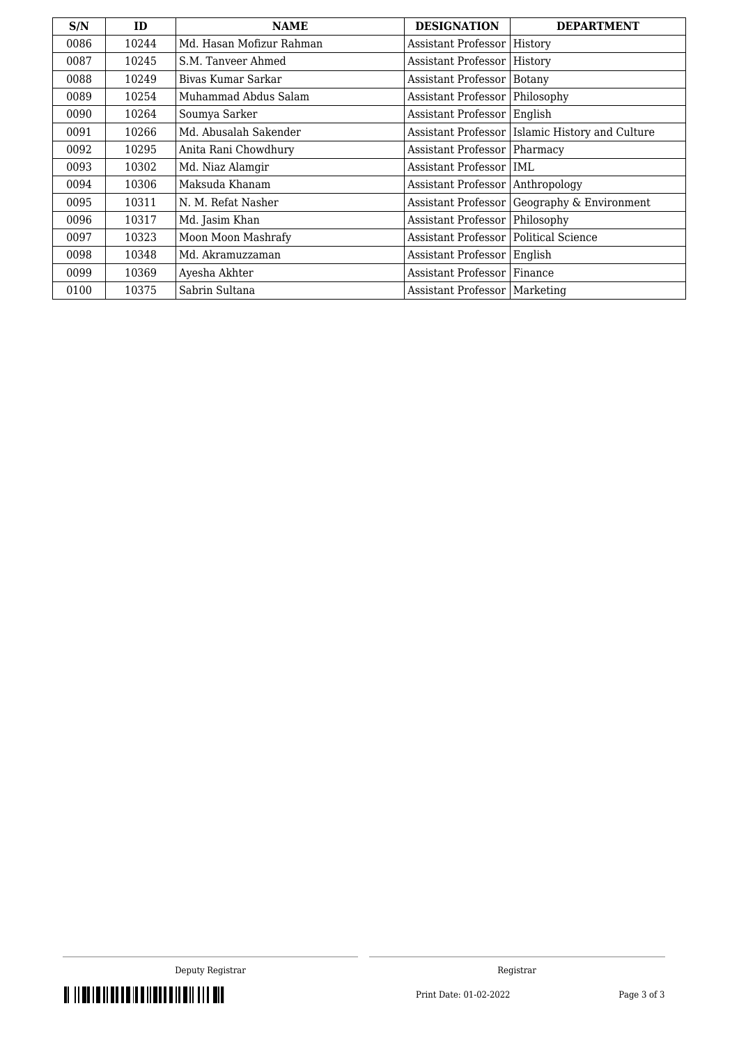| S/N | ID | NAME | DESIGNATION | DEPARTMENT |
|---|---|---|---|---|
| 0086 | 10244 | Md. Hasan Mofizur Rahman | Assistant Professor | History |
| 0087 | 10245 | S.M. Tanveer Ahmed | Assistant Professor | History |
| 0088 | 10249 | Bivas Kumar Sarkar | Assistant Professor | Botany |
| 0089 | 10254 | Muhammad Abdus Salam | Assistant Professor | Philosophy |
| 0090 | 10264 | Soumya Sarker | Assistant Professor | English |
| 0091 | 10266 | Md. Abusalah Sakender | Assistant Professor | Islamic History and Culture |
| 0092 | 10295 | Anita Rani Chowdhury | Assistant Professor | Pharmacy |
| 0093 | 10302 | Md. Niaz Alamgir | Assistant Professor | IML |
| 0094 | 10306 | Maksuda Khanam | Assistant Professor | Anthropology |
| 0095 | 10311 | N. M. Refat Nasher | Assistant Professor | Geography & Environment |
| 0096 | 10317 | Md. Jasim Khan | Assistant Professor | Philosophy |
| 0097 | 10323 | Moon Moon Mashrafy | Assistant Professor | Political Science |
| 0098 | 10348 | Md. Akramuzzaman | Assistant Professor | English |
| 0099 | 10369 | Ayesha Akhter | Assistant Professor | Finance |
| 0100 | 10375 | Sabrin Sultana | Assistant Professor | Marketing |

Deputy Registrar

Registrar

Print Date: 01-02-2022